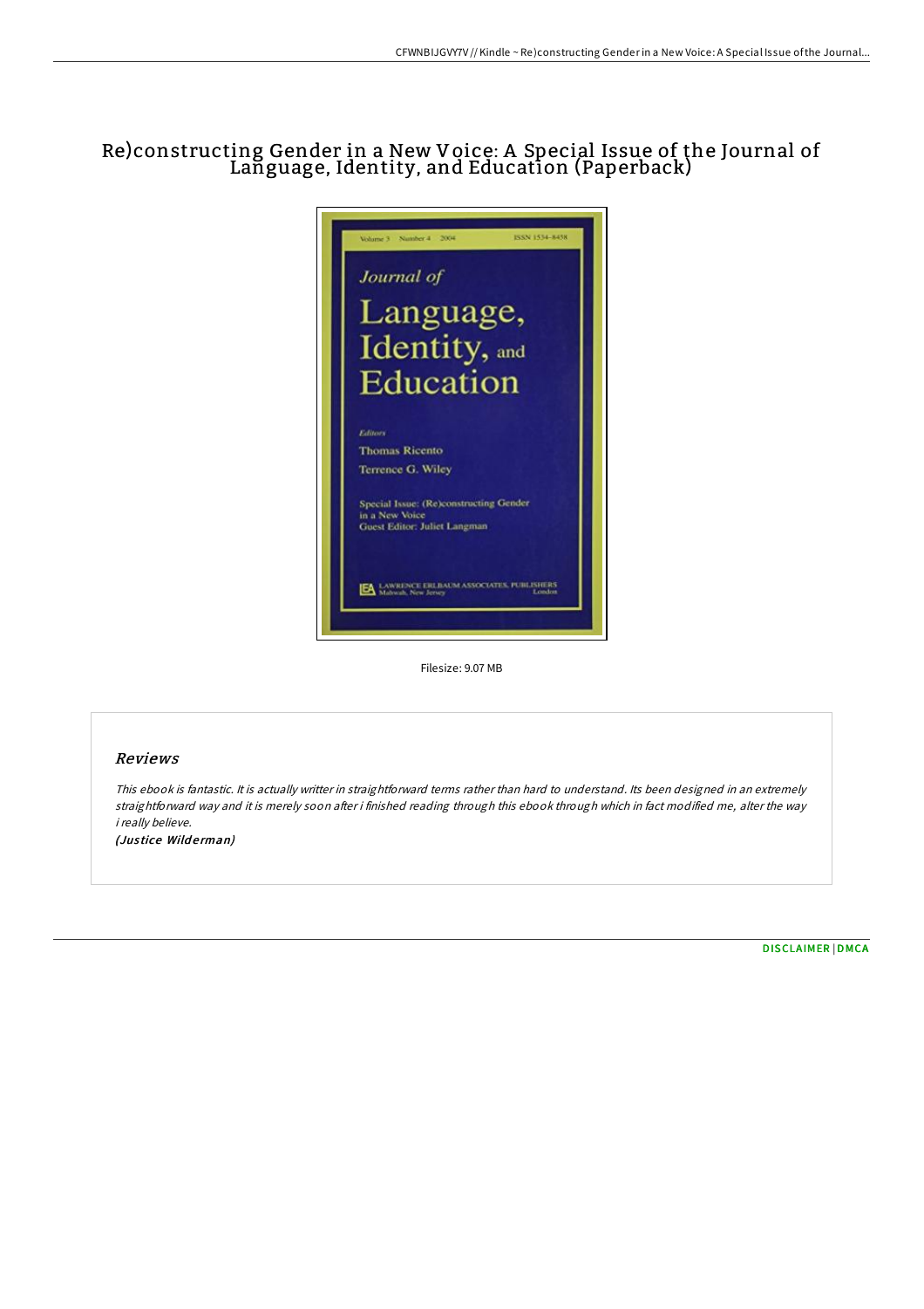# Re)constructing Gender in a New Voice: A Special Issue of the Journal of Language, Identity, and Education (Paperback)

Filesize: 9.07 MB

## Reviews

*This ebook is fantastic. It is actually writter in straightforward terms rather than hard to understand. Its been designed in an extremely straightforward way and it is merely soon after i finished reading through this ebook through which in fact modified me, alter the way i really believe.*

*(Justice Wilderman)*

DISCLAIMER | DMCA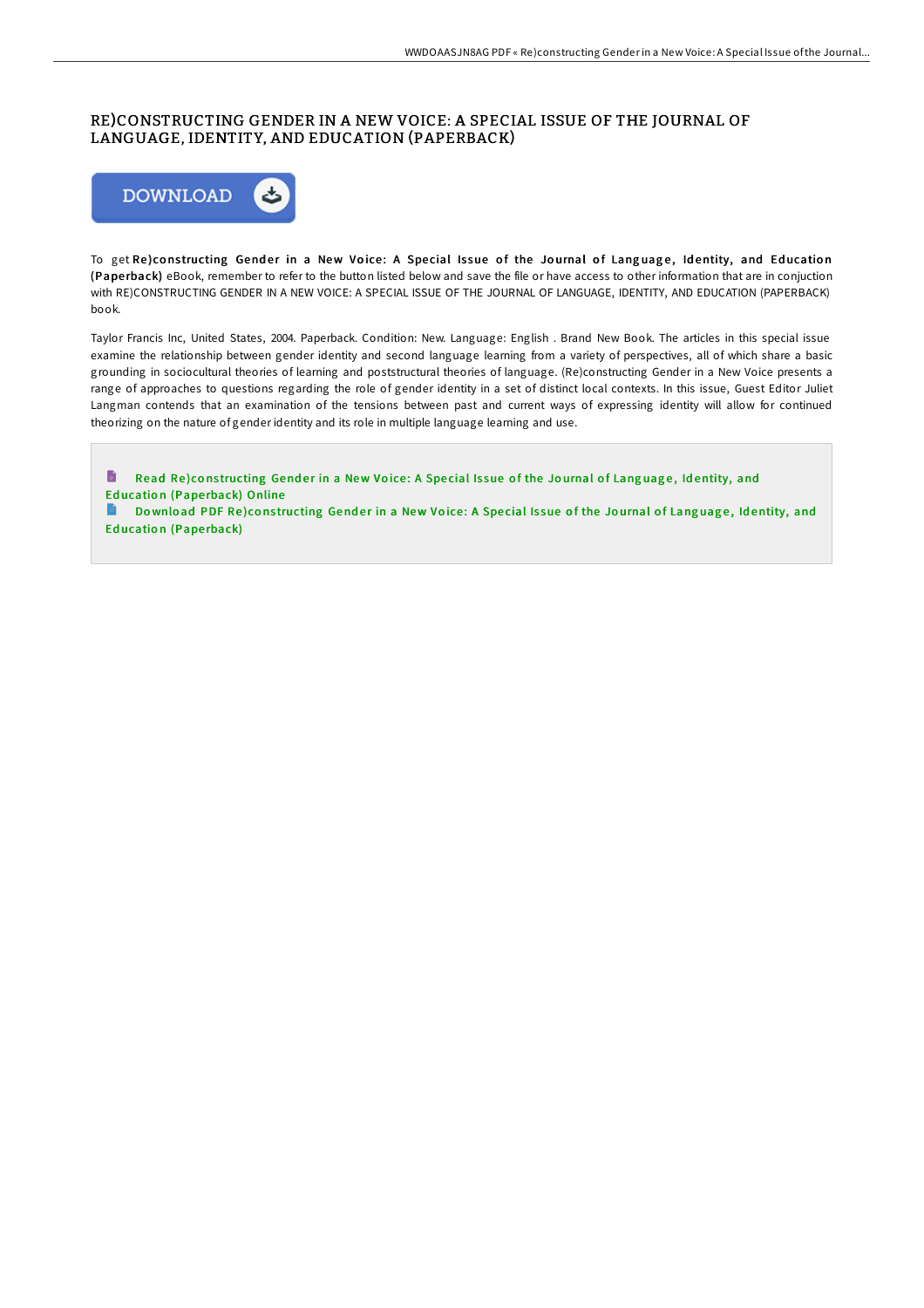# RE)CONSTRUCTING GENDER IN A NEW VOICE: A SPECIAL ISSUE OF THE JOURNAL OF LANGUAGE, IDENTITY, AND EDUCATION (PAPERBACK)

To get **Re)constructing Gender in a New Voice: A Special Issue of the Journal of Language, Identity, and Education (Paperback)** eBook, remember to refer to the button listed below and save the file or have access to other information that are in conjuction with RE)CONSTRUCTING GENDER IN A NEW VOICE: A SPECIAL ISSUE OF THE JOURNAL OF LANGUAGE, IDENTITY, AND EDUCATION (PAPERBACK) book.

Taylor Francis Inc, United States, 2004. Paperback. Condition: New. Language: English . Brand New Book. The articles in this special issue examine the relationship between gender identity and second language learning from a variety of perspectives, all of which share a basic grounding in sociocultural theories of learning and poststructural theories of language. (Re)constructing Gender in a New Voice presents a range of approaches to questions regarding the role of gender identity in a set of distinct local contexts. In this issue, Guest Editor Juliet Langman contends that an examination of the tensions between past and current ways of expressing identity will allow for continued theorizing on the nature of gender identity and its role in multiple language learning and use.

Read Re)constructing Gender in a New Voice: A Special Issue of the Journal of Language, Identity, and Education (Paperback) Online

Download PDF Re)constructing Gender in a New Voice: A Special Issue of the Journal of Language, Identity, and Education (Paperback)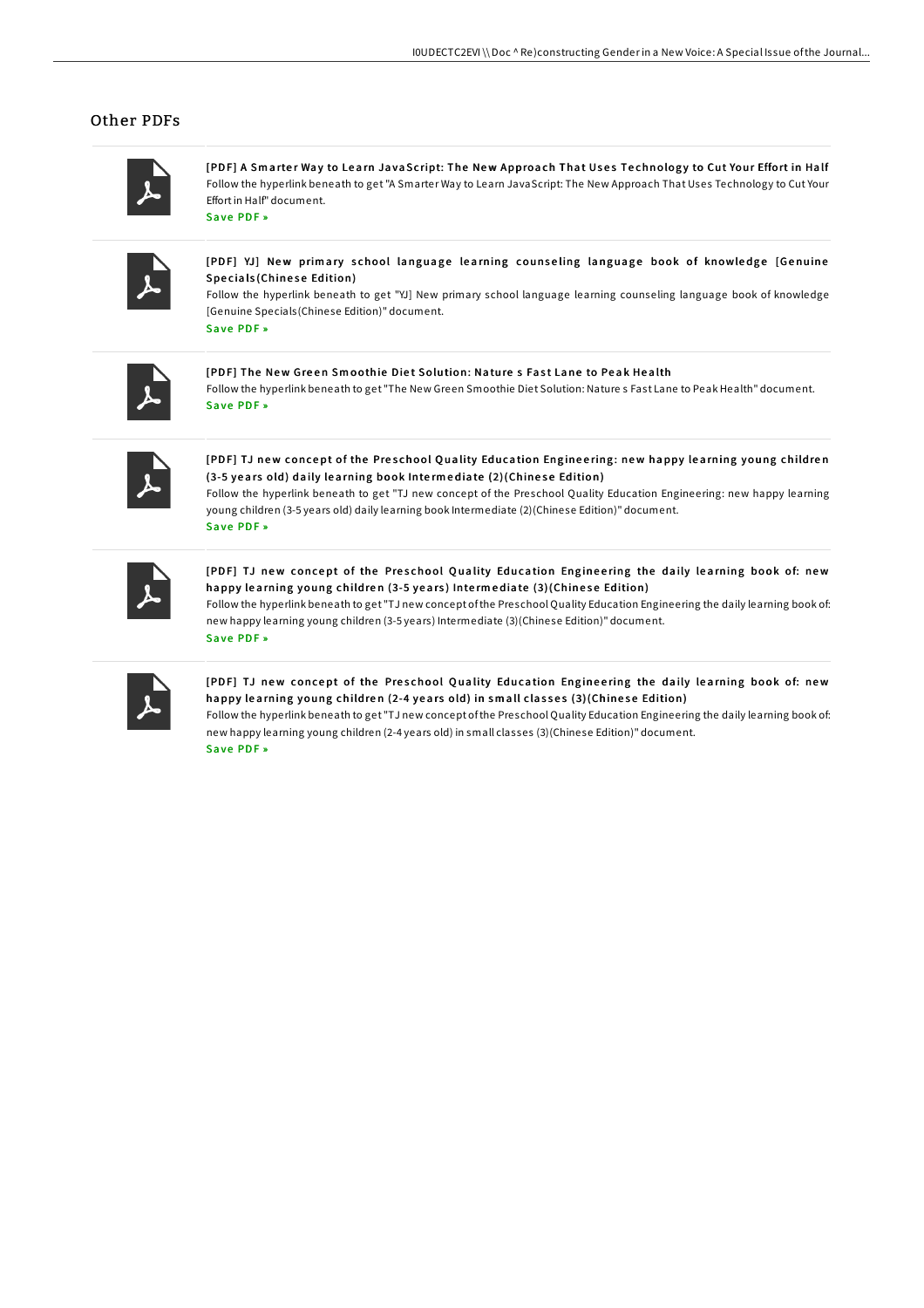## Other PDFs

**[PDF] A Smarter Way to Learn JavaScript: The New Approach That Uses Technology to Cut Your Effort in Half**
Follow the hyperlink beneath to get "A Smarter Way to Learn JavaScript: The New Approach That Uses Technology to Cut Your Effort in Half" document.
Save PDF »

**[PDF] YJ] New primary school language learning counseling language book of knowledge [Genuine Specials(Chinese Edition)**
Follow the hyperlink beneath to get "YJ] New primary school language learning counseling language book of knowledge [Genuine Specials(Chinese Edition)" document.
Save PDF »

**[PDF] The New Green Smoothie Diet Solution: Nature s Fast Lane to Peak Health**
Follow the hyperlink beneath to get "The New Green Smoothie Diet Solution: Nature s Fast Lane to Peak Health" document.
Save PDF »

**[PDF] TJ new concept of the Preschool Quality Education Engineering: new happy learning young children (3-5 years old) daily learning book Intermediate (2)(Chinese Edition)**
Follow the hyperlink beneath to get "TJ new concept of the Preschool Quality Education Engineering: new happy learning young children (3-5 years old) daily learning book Intermediate (2)(Chinese Edition)" document.
Save PDF »

**[PDF] TJ new concept of the Preschool Quality Education Engineering the daily learning book of: new happy learning young children (3-5 years) Intermediate (3)(Chinese Edition)**
Follow the hyperlink beneath to get "TJ new concept of the Preschool Quality Education Engineering the daily learning book of: new happy learning young children (3-5 years) Intermediate (3)(Chinese Edition)" document.
Save PDF »

**[PDF] TJ new concept of the Preschool Quality Education Engineering the daily learning book of: new happy learning young children (2-4 years old) in small classes (3)(Chinese Edition)**
Follow the hyperlink beneath to get "TJ new concept of the Preschool Quality Education Engineering the daily learning book of: new happy learning young children (2-4 years old) in small classes (3)(Chinese Edition)" document.
Save PDF »